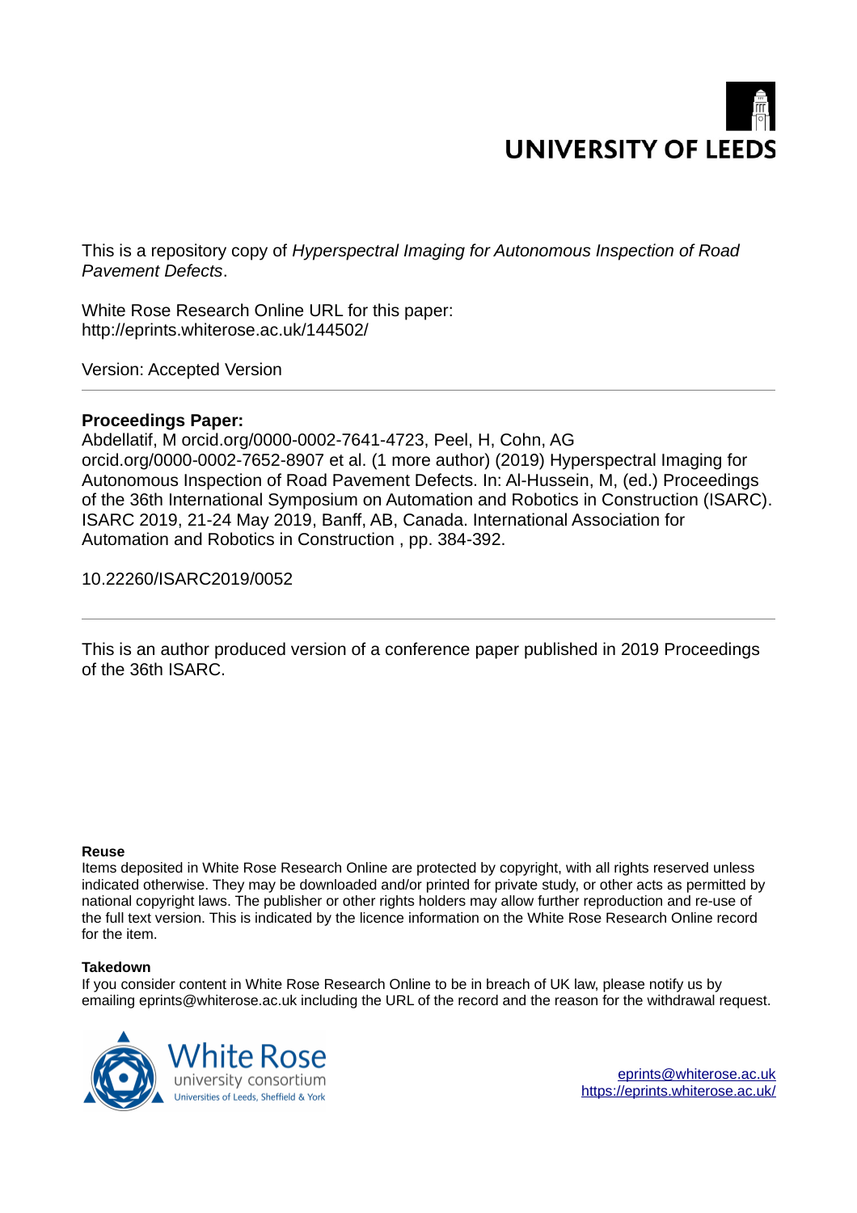UNIVERSITY OF LEEDS

This is a repository copy of *Hyperspectral Imaging for Autonomous Inspection of Road Pavement Defects*.

White Rose Research Online URL for this paper:
http://eprints.whiterose.ac.uk/144502/

Version: Accepted Version

**Proceedings Paper:**
Abdellatif, M orcid.org/0000-0002-7641-4723, Peel, H, Cohn, AG orcid.org/0000-0002-7652-8907 et al. (1 more author) (2019) Hyperspectral Imaging for Autonomous Inspection of Road Pavement Defects. In: Al-Hussein, M, (ed.) Proceedings of the 36th International Symposium on Automation and Robotics in Construction (ISARC). ISARC 2019, 21-24 May 2019, Banff, AB, Canada. International Association for Automation and Robotics in Construction , pp. 384-392.

10.22260/ISARC2019/0052

This is an author produced version of a conference paper published in 2019 Proceedings of the 36th ISARC.

**Reuse**
Items deposited in White Rose Research Online are protected by copyright, with all rights reserved unless indicated otherwise. They may be downloaded and/or printed for private study, or other acts as permitted by national copyright laws. The publisher or other rights holders may allow further reproduction and re-use of the full text version. This is indicated by the licence information on the White Rose Research Online record for the item.

**Takedown**
If you consider content in White Rose Research Online to be in breach of UK law, please notify us by emailing eprints@whiterose.ac.uk including the URL of the record and the reason for the withdrawal request.

White Rose university consortium
Universities of Leeds, Sheffield & York

eprints@whiterose.ac.uk
https://eprints.whiterose.ac.uk/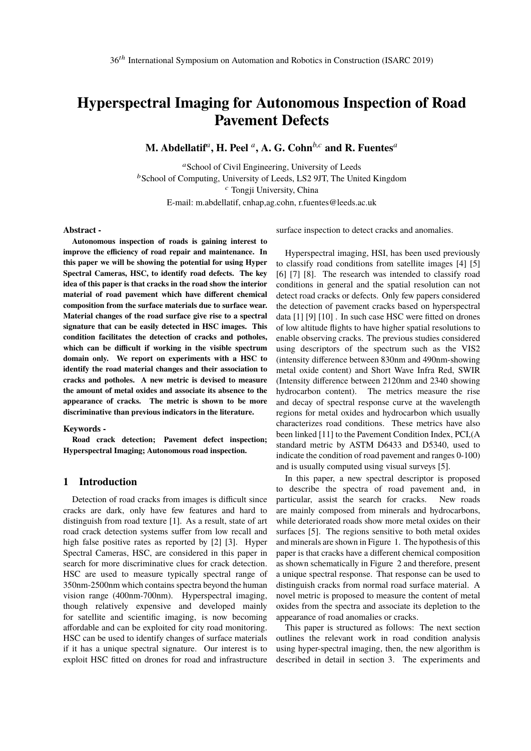# Hyperspectral Imaging for Autonomous Inspection of Road Pavement Defects

**M. Abdellatif[a], H. Peel [a], A. G. Cohn[b,c] and R. Fuentes[a]**

[a]School of Civil Engineering, University of Leeds
[b]School of Computing, University of Leeds, LS2 9JT, The United Kingdom
[c] Tongji University, China
E-mail: m.abdellatif, cnhap,ag.cohn, r.fuentes@leeds.ac.uk

### Abstract -

**Autonomous inspection of roads is gaining interest to improve the efficiency of road repair and maintenance. In this paper we will be showing the potential for using Hyper Spectral Cameras, HSC, to identify road defects. The key idea of this paper is that cracks in the road show the interior material of road pavement which have different chemical composition from the surface materials due to surface wear. Material changes of the road surface give rise to a spectral signature that can be easily detected in HSC images. This condition facilitates the detection of cracks and potholes, which can be difficult if working in the visible spectrum domain only. We report on experiments with a HSC to identify the road material changes and their association to cracks and potholes. A new metric is devised to measure the amount of metal oxides and associate its absence to the appearance of cracks. The metric is shown to be more discriminative than previous indicators in the literature.**

### Keywords -

**Road crack detection; Pavement defect inspection; Hyperspectral Imaging; Autonomous road inspection.**

## 1 Introduction

Detection of road cracks from images is difficult since cracks are dark, only have few features and hard to distinguish from road texture [1]. As a result, state of art road crack detection systems suffer from low recall and high false positive rates as reported by [2] [3]. Hyper Spectral Cameras, HSC, are considered in this paper in search for more discriminative clues for crack detection. HSC are used to measure typically spectral range of 350nm-2500nm which contains spectra beyond the human vision range (400nm-700nm). Hyperspectral imaging, though relatively expensive and developed mainly for satellite and scientific imaging, is now becoming affordable and can be exploited for city road monitoring. HSC can be used to identify changes of surface materials if it has a unique spectral signature. Our interest is to exploit HSC fitted on drones for road and infrastructure surface inspection to detect cracks and anomalies.

Hyperspectral imaging, HSI, has been used previously to classify road conditions from satellite images [4] [5] [6] [7] [8]. The research was intended to classify road conditions in general and the spatial resolution can not detect road cracks or defects. Only few papers considered the detection of pavement cracks based on hyperspectral data [1] [9] [10] . In such case HSC were fitted on drones of low altitude flights to have higher spatial resolutions to enable observing cracks. The previous studies considered using descriptors of the spectrum such as the VIS2 (intensity difference between 830nm and 490nm-showing metal oxide content) and Short Wave Infra Red, SWIR (Intensity difference between 2120nm and 2340 showing hydrocarbon content). The metrics measure the rise and decay of spectral response curve at the wavelength regions for metal oxides and hydrocarbon which usually characterizes road conditions. These metrics have also been linked [11] to the Pavement Condition Index, PCI,(A standard metric by ASTM D6433 and D5340, used to indicate the condition of road pavement and ranges 0-100) and is usually computed using visual surveys [5].

In this paper, a new spectral descriptor is proposed to describe the spectra of road pavement and, in particular, assist the search for cracks. New roads are mainly composed from minerals and hydrocarbons, while deteriorated roads show more metal oxides on their surfaces [5]. The regions sensitive to both metal oxides and minerals are shown in Figure 1. The hypothesis of this paper is that cracks have a different chemical composition as shown schematically in Figure 2 and therefore, present a unique spectral response. That response can be used to distinguish cracks from normal road surface material. A novel metric is proposed to measure the content of metal oxides from the spectra and associate its depletion to the appearance of road anomalies or cracks.

This paper is structured as follows: The next section outlines the relevant work in road condition analysis using hyper-spectral imaging, then, the new algorithm is described in detail in section 3. The experiments and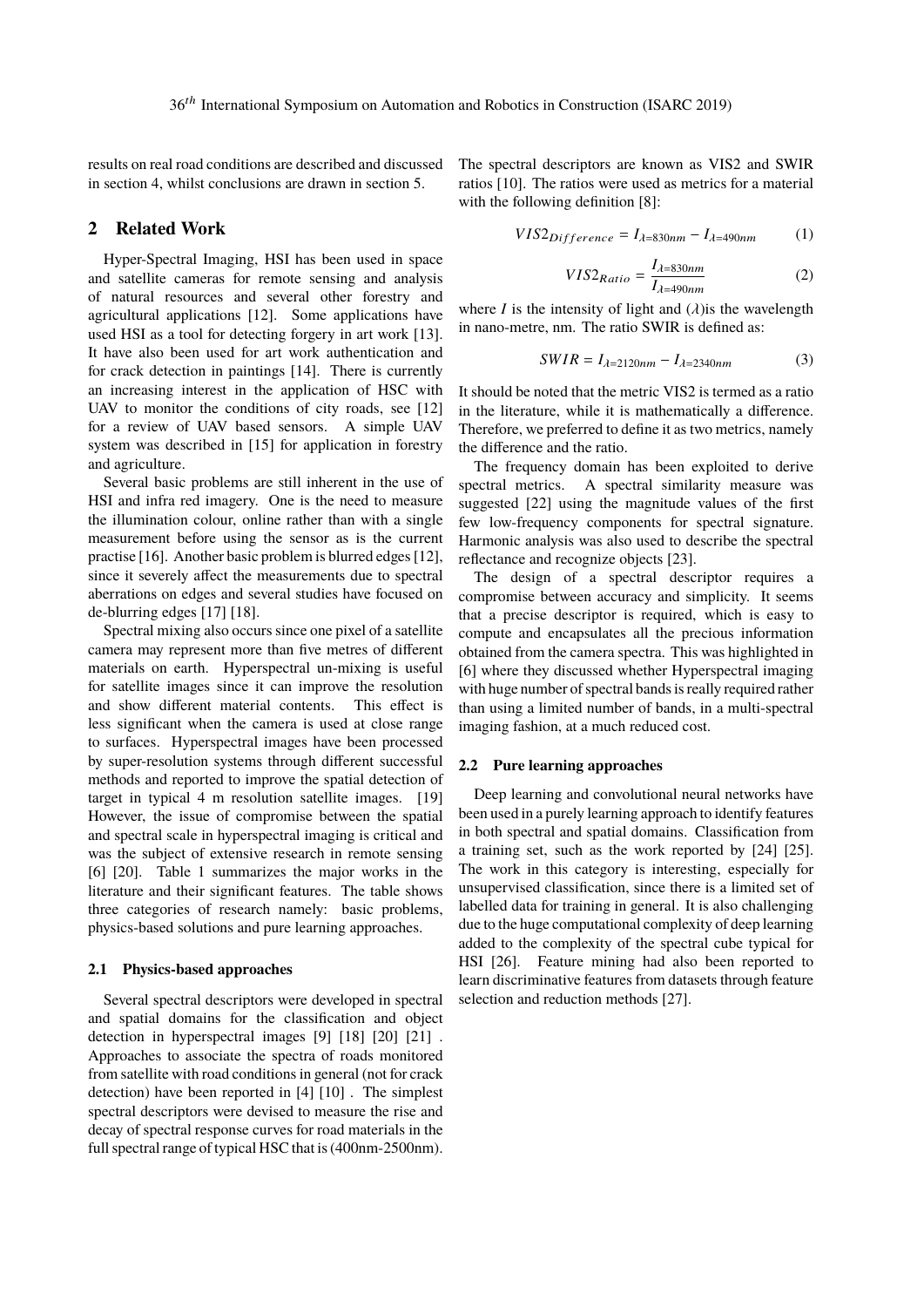results on real road conditions are described and discussed in section 4, whilst conclusions are drawn in section 5.

## 2 Related Work

Hyper-Spectral Imaging, HSI has been used in space and satellite cameras for remote sensing and analysis of natural resources and several other forestry and agricultural applications [12]. Some applications have used HSI as a tool for detecting forgery in art work [13]. It have also been used for art work authentication and for crack detection in paintings [14]. There is currently an increasing interest in the application of HSC with UAV to monitor the conditions of city roads, see [12] for a review of UAV based sensors. A simple UAV system was described in [15] for application in forestry and agriculture.

Several basic problems are still inherent in the use of HSI and infra red imagery. One is the need to measure the illumination colour, online rather than with a single measurement before using the sensor as is the current practise [16]. Another basic problem is blurred edges [12], since it severely affect the measurements due to spectral aberrations on edges and several studies have focused on de-blurring edges [17] [18].

Spectral mixing also occurs since one pixel of a satellite camera may represent more than five metres of different materials on earth. Hyperspectral un-mixing is useful for satellite images since it can improve the resolution and show different material contents. This effect is less significant when the camera is used at close range to surfaces. Hyperspectral images have been processed by super-resolution systems through different successful methods and reported to improve the spatial detection of target in typical 4 m resolution satellite images. [19] However, the issue of compromise between the spatial and spectral scale in hyperspectral imaging is critical and was the subject of extensive research in remote sensing [6] [20]. Table 1 summarizes the major works in the literature and their significant features. The table shows three categories of research namely: basic problems, physics-based solutions and pure learning approaches.

### 2.1 Physics-based approaches

Several spectral descriptors were developed in spectral and spatial domains for the classification and object detection in hyperspectral images [9] [18] [20] [21] . Approaches to associate the spectra of roads monitored from satellite with road conditions in general (not for crack detection) have been reported in [4] [10] . The simplest spectral descriptors were devised to measure the rise and decay of spectral response curves for road materials in the full spectral range of typical HSC that is (400nm-2500nm). The spectral descriptors are known as VIS2 and SWIR ratios [10]. The ratios were used as metrics for a material with the following definition [8]:

$$VIS2_{Difference} = I_{\lambda=830nm} - I_{\lambda=490nm} \tag{1}$$

$$VIS2_{Ratio} = \frac{I_{\lambda=830nm}}{I_{\lambda=490nm}} \tag{2}$$

where $I$ is the intensity of light and ($\lambda$)is the wavelength in nano-metre, nm. The ratio SWIR is defined as:

$$SWIR = I_{\lambda=2120nm} - I_{\lambda=2340nm} \tag{3}$$

It should be noted that the metric VIS2 is termed as a ratio in the literature, while it is mathematically a difference. Therefore, we preferred to define it as two metrics, namely the difference and the ratio.

The frequency domain has been exploited to derive spectral metrics. A spectral similarity measure was suggested [22] using the magnitude values of the first few low-frequency components for spectral signature. Harmonic analysis was also used to describe the spectral reflectance and recognize objects [23].

The design of a spectral descriptor requires a compromise between accuracy and simplicity. It seems that a precise descriptor is required, which is easy to compute and encapsulates all the precious information obtained from the camera spectra. This was highlighted in [6] where they discussed whether Hyperspectral imaging with huge number of spectral bands is really required rather than using a limited number of bands, in a multi-spectral imaging fashion, at a much reduced cost.

### 2.2 Pure learning approaches

Deep learning and convolutional neural networks have been used in a purely learning approach to identify features in both spectral and spatial domains. Classification from a training set, such as the work reported by [24] [25]. The work in this category is interesting, especially for unsupervised classification, since there is a limited set of labelled data for training in general. It is also challenging due to the huge computational complexity of deep learning added to the complexity of the spectral cube typical for HSI [26]. Feature mining had also been reported to learn discriminative features from datasets through feature selection and reduction methods [27].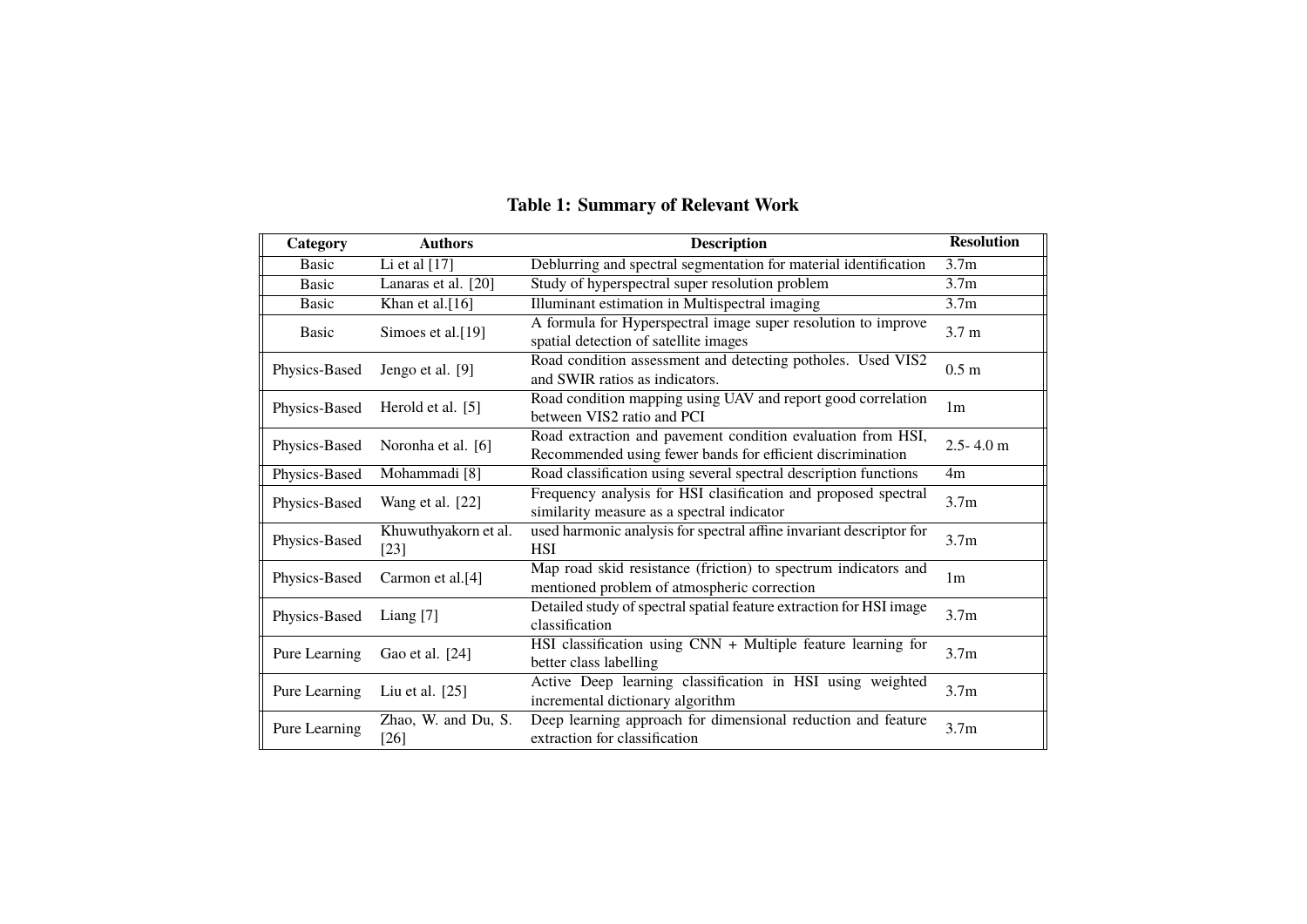**Table 1: Summary of Relevant Work**

| Category | Authors | Description | Resolution |
|---|---|---|---|
| Basic | Li et al [17] | Deblurring and spectral segmentation for material identification | 3.7m |
| Basic | Lanaras et al. [20] | Study of hyperspectral super resolution problem | 3.7m |
| Basic | Khan et al.[16] | Illuminant estimation in Multispectral imaging | 3.7m |
| Basic | Simoes et al.[19] | A formula for Hyperspectral image super resolution to improve spatial detection of satellite images | 3.7 m |
| Physics-Based | Jengo et al. [9] | Road condition assessment and detecting potholes. Used VIS2 and SWIR ratios as indicators. | 0.5 m |
| Physics-Based | Herold et al. [5] | Road condition mapping using UAV and report good correlation between VIS2 ratio and PCI | 1m |
| Physics-Based | Noronha et al. [6] | Road extraction and pavement condition evaluation from HSI, Recommended using fewer bands for efficient discrimination | 2.5- 4.0 m |
| Physics-Based | Mohammadi [8] | Road classification using several spectral description functions | 4m |
| Physics-Based | Wang et al. [22] | Frequency analysis for HSI clasification and proposed spectral similarity measure as a spectral indicator | 3.7m |
| Physics-Based | Khuwuthyakorn et al. [23] | used harmonic analysis for spectral affine invariant descriptor for HSI | 3.7m |
| Physics-Based | Carmon et al.[4] | Map road skid resistance (friction) to spectrum indicators and mentioned problem of atmospheric correction | 1m |
| Physics-Based | Liang [7] | Detailed study of spectral spatial feature extraction for HSI image classification | 3.7m |
| Pure Learning | Gao et al. [24] | HSI classification using CNN + Multiple feature learning for better class labelling | 3.7m |
| Pure Learning | Liu et al. [25] | Active Deep learning classification in HSI using weighted incremental dictionary algorithm | 3.7m |
| Pure Learning | Zhao, W. and Du, S. [26] | Deep learning approach for dimensional reduction and feature extraction for classification | 3.7m |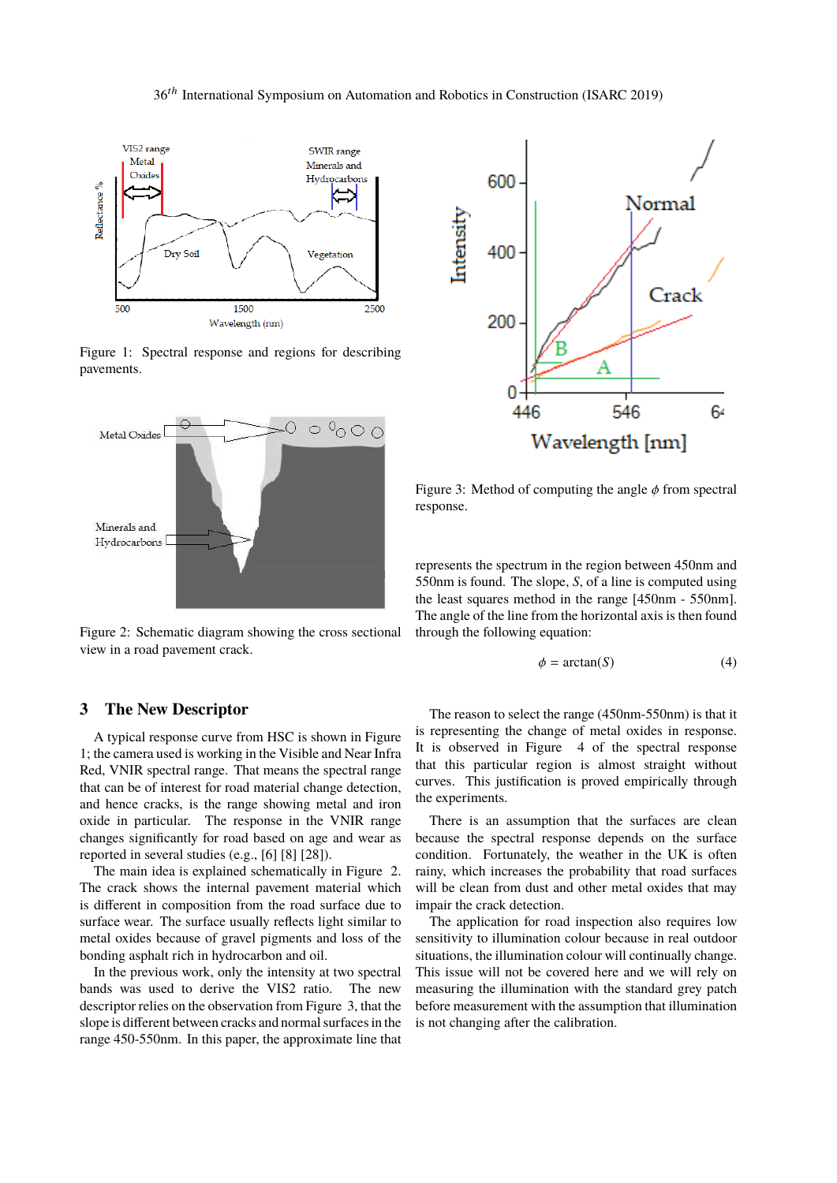Figure 1: Spectral response and regions for describing pavements.

Figure 2: Schematic diagram showing the cross sectional view in a road pavement crack.

Figure 3: Method of computing the angle $\phi$ from spectral response.

## 3 The New Descriptor

A typical response curve from HSC is shown in Figure 1; the camera used is working in the Visible and Near Infra Red, VNIR spectral range. That means the spectral range that can be of interest for road material change detection, and hence cracks, is the range showing metal and iron oxide in particular. The response in the VNIR range changes significantly for road based on age and wear as reported in several studies (e.g., [6] [8] [28]).

The main idea is explained schematically in Figure 2. The crack shows the internal pavement material which is different in composition from the road surface due to surface wear. The surface usually reflects light similar to metal oxides because of gravel pigments and loss of the bonding asphalt rich in hydrocarbon and oil.

In the previous work, only the intensity at two spectral bands was used to derive the VIS2 ratio. The new descriptor relies on the observation from Figure 3, that the slope is different between cracks and normal surfaces in the range 450-550nm. In this paper, the approximate line that represents the spectrum in the region between 450nm and 550nm is found. The slope, $S$, of a line is computed using the least squares method in the range [450nm - 550nm]. The angle of the line from the horizontal axis is then found through the following equation:

$$\phi = \arctan(S) \tag{4}$$

The reason to select the range (450nm-550nm) is that it is representing the change of metal oxides in response. It is observed in Figure 4 of the spectral response that this particular region is almost straight without curves. This justification is proved empirically through the experiments.

There is an assumption that the surfaces are clean because the spectral response depends on the surface condition. Fortunately, the weather in the UK is often rainy, which increases the probability that road surfaces will be clean from dust and other metal oxides that may impair the crack detection.

The application for road inspection also requires low sensitivity to illumination colour because in real outdoor situations, the illumination colour will continually change. This issue will not be covered here and we will rely on measuring the illumination with the standard grey patch before measurement with the assumption that illumination is not changing after the calibration.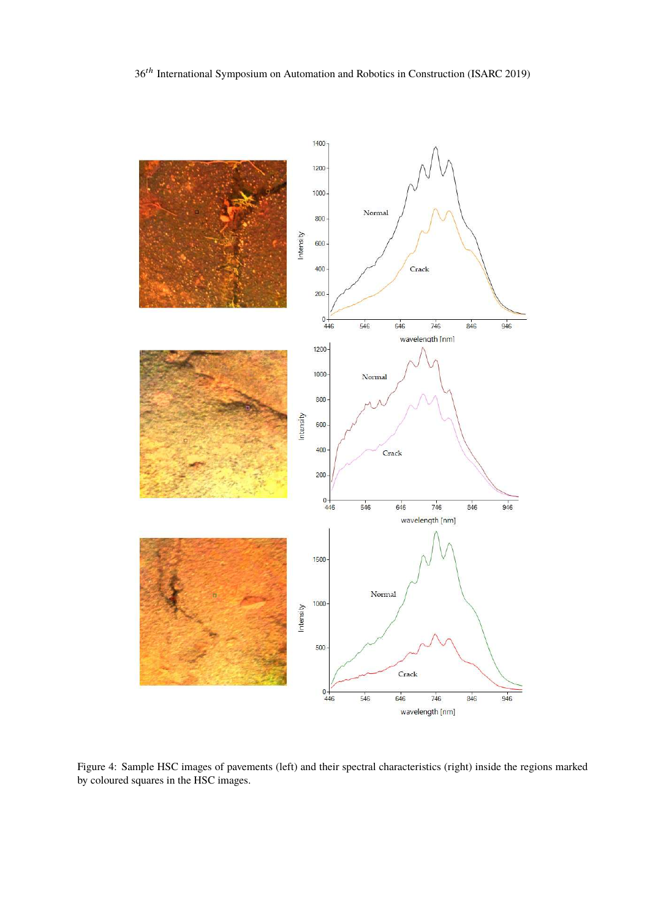Figure 4: Sample HSC images of pavements (left) and their spectral characteristics (right) inside the regions marked by coloured squares in the HSC images.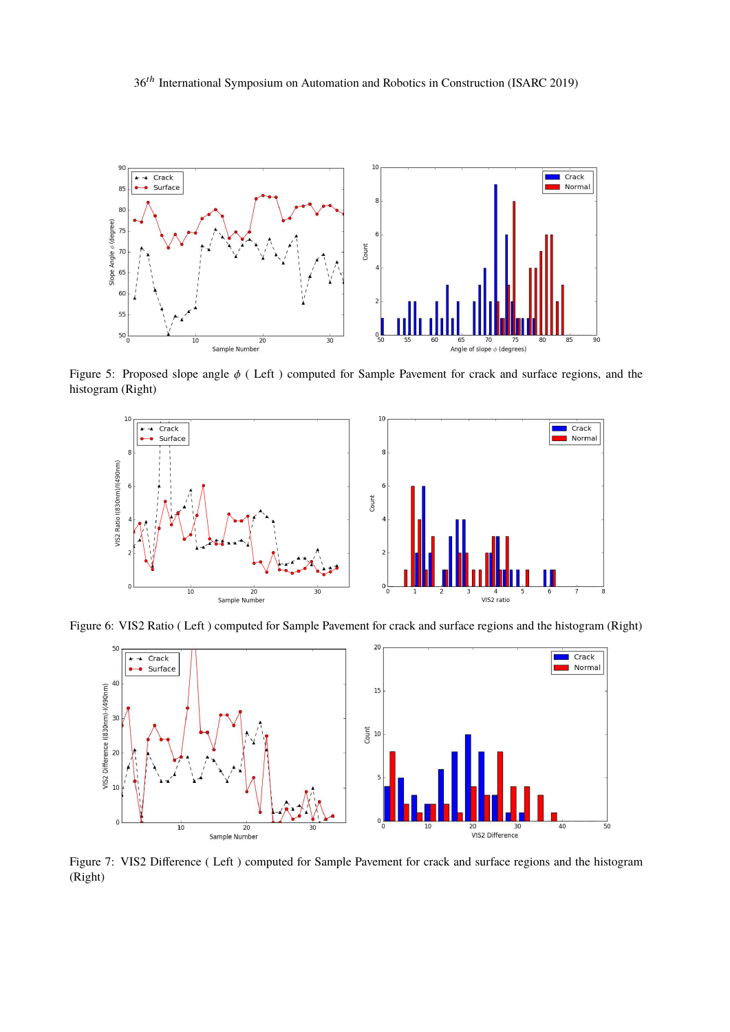Figure 5: Proposed slope angle $\phi$ ( Left ) computed for Sample Pavement for crack and surface regions, and the histogram (Right)

Figure 6: VIS2 Ratio ( Left ) computed for Sample Pavement for crack and surface regions and the histogram (Right)

Figure 7: VIS2 Difference ( Left ) computed for Sample Pavement for crack and surface regions and the histogram (Right)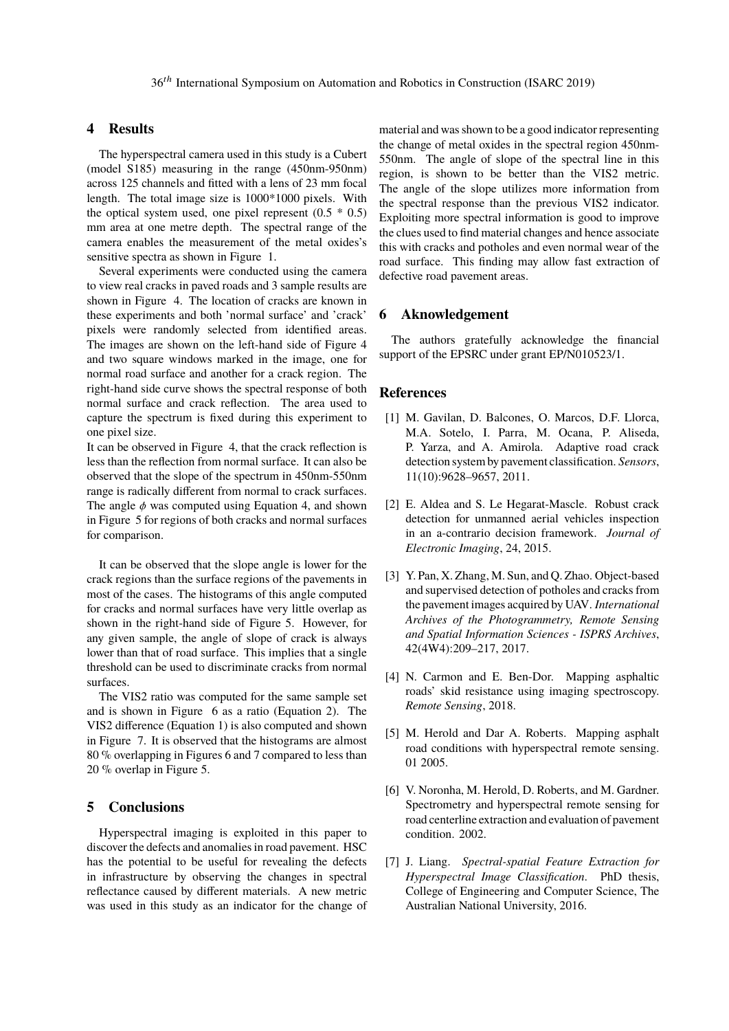## 4 Results

The hyperspectral camera used in this study is a Cubert (model S185) measuring in the range (450nm-950nm) across 125 channels and fitted with a lens of 23 mm focal length. The total image size is 1000*1000 pixels. With the optical system used, one pixel represent (0.5 * 0.5) mm area at one metre depth. The spectral range of the camera enables the measurement of the metal oxides's sensitive spectra as shown in Figure 1.

Several experiments were conducted using the camera to view real cracks in paved roads and 3 sample results are shown in Figure 4. The location of cracks are known in these experiments and both 'normal surface' and 'crack' pixels were randomly selected from identified areas. The images are shown on the left-hand side of Figure 4 and two square windows marked in the image, one for normal road surface and another for a crack region. The right-hand side curve shows the spectral response of both normal surface and crack reflection. The area used to capture the spectrum is fixed during this experiment to one pixel size.

It can be observed in Figure 4, that the crack reflection is less than the reflection from normal surface. It can also be observed that the slope of the spectrum in 450nm-550nm range is radically different from normal to crack surfaces. The angle $\phi$ was computed using Equation 4, and shown in Figure 5 for regions of both cracks and normal surfaces for comparison.

It can be observed that the slope angle is lower for the crack regions than the surface regions of the pavements in most of the cases. The histograms of this angle computed for cracks and normal surfaces have very little overlap as shown in the right-hand side of Figure 5. However, for any given sample, the angle of slope of crack is always lower than that of road surface. This implies that a single threshold can be used to discriminate cracks from normal surfaces.

The VIS2 ratio was computed for the same sample set and is shown in Figure 6 as a ratio (Equation 2). The VIS2 difference (Equation 1) is also computed and shown in Figure 7. It is observed that the histograms are almost 80 % overlapping in Figures 6 and 7 compared to less than 20 % overlap in Figure 5.

## 5 Conclusions

Hyperspectral imaging is exploited in this paper to discover the defects and anomalies in road pavement. HSC has the potential to be useful for revealing the defects in infrastructure by observing the changes in spectral reflectance caused by different materials. A new metric was used in this study as an indicator for the change of material and was shown to be a good indicator representing the change of metal oxides in the spectral region 450nm-550nm. The angle of slope of the spectral line in this region, is shown to be better than the VIS2 metric. The angle of the slope utilizes more information from the spectral response than the previous VIS2 indicator. Exploiting more spectral information is good to improve the clues used to find material changes and hence associate this with cracks and potholes and even normal wear of the road surface. This finding may allow fast extraction of defective road pavement areas.

## 6 Aknowledgement

The authors gratefully acknowledge the financial support of the EPSRC under grant EP/N010523/1.

## References

[1] M. Gavilan, D. Balcones, O. Marcos, D.F. Llorca, M.A. Sotelo, I. Parra, M. Ocana, P. Aliseda, P. Yarza, and A. Amirola. Adaptive road crack detection system by pavement classification. *Sensors*, 11(10):9628–9657, 2011.

[2] E. Aldea and S. Le Hegarat-Mascle. Robust crack detection for unmanned aerial vehicles inspection in an a-contrario decision framework. *Journal of Electronic Imaging*, 24, 2015.

[3] Y. Pan, X. Zhang, M. Sun, and Q. Zhao. Object-based and supervised detection of potholes and cracks from the pavement images acquired by UAV. *International Archives of the Photogrammetry, Remote Sensing and Spatial Information Sciences - ISPRS Archives*, 42(4W4):209–217, 2017.

[4] N. Carmon and E. Ben-Dor. Mapping asphaltic roads' skid resistance using imaging spectroscopy. *Remote Sensing*, 2018.

[5] M. Herold and Dar A. Roberts. Mapping asphalt road conditions with hyperspectral remote sensing. 01 2005.

[6] V. Noronha, M. Herold, D. Roberts, and M. Gardner. Spectrometry and hyperspectral remote sensing for road centerline extraction and evaluation of pavement condition. 2002.

[7] J. Liang. *Spectral-spatial Feature Extraction for Hyperspectral Image Classification*. PhD thesis, College of Engineering and Computer Science, The Australian National University, 2016.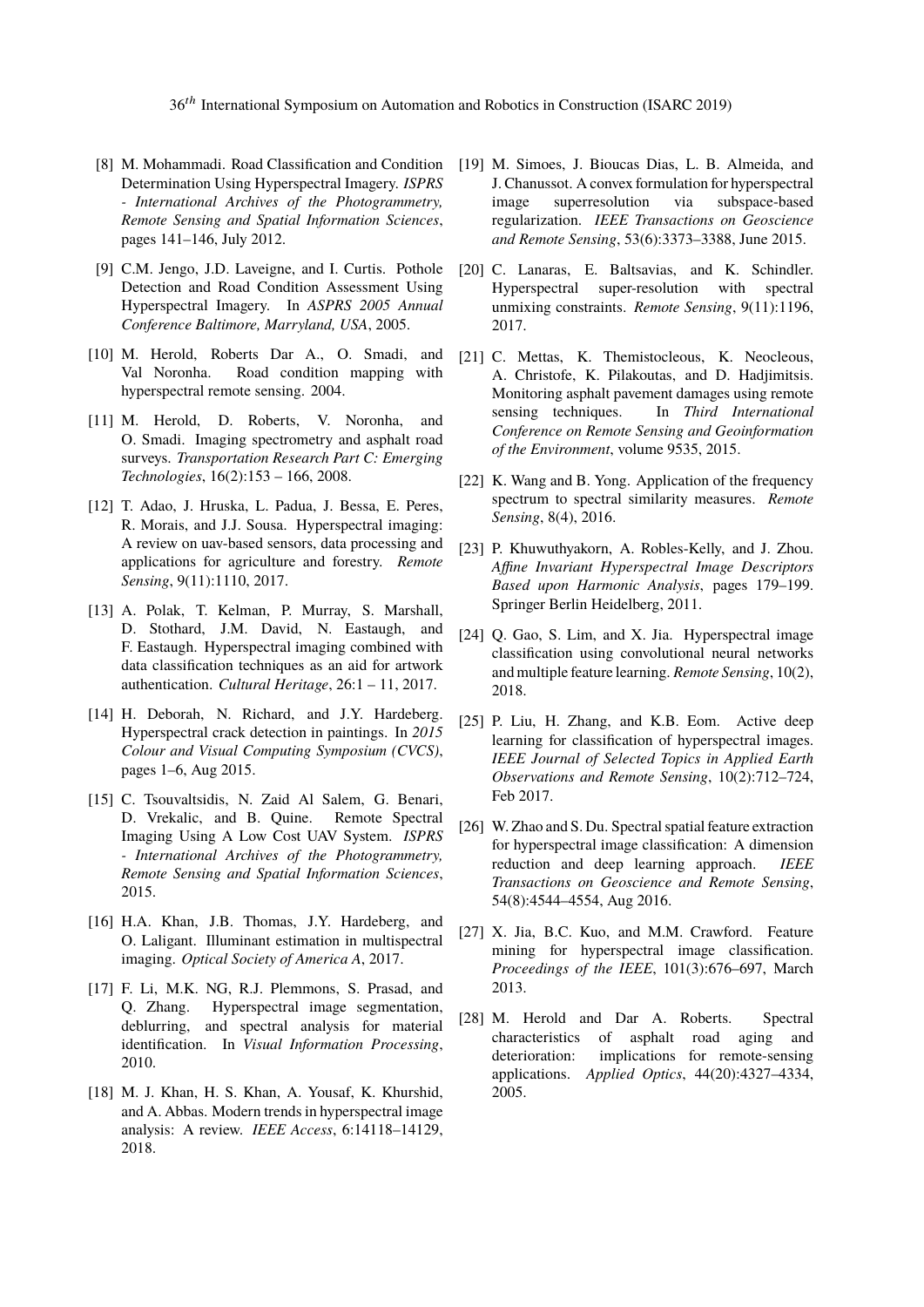[8] M. Mohammadi. Road Classification and Condition Determination Using Hyperspectral Imagery. *ISPRS - International Archives of the Photogrammetry, Remote Sensing and Spatial Information Sciences*, pages 141–146, July 2012.

[9] C.M. Jengo, J.D. Laveigne, and I. Curtis. Pothole Detection and Road Condition Assessment Using Hyperspectral Imagery. In *ASPRS 2005 Annual Conference Baltimore, Marryland, USA*, 2005.

[10] M. Herold, Roberts Dar A., O. Smadi, and Val Noronha. Road condition mapping with hyperspectral remote sensing. 2004.

[11] M. Herold, D. Roberts, V. Noronha, and O. Smadi. Imaging spectrometry and asphalt road surveys. *Transportation Research Part C: Emerging Technologies*, 16(2):153 – 166, 2008.

[12] T. Adao, J. Hruska, L. Padua, J. Bessa, E. Peres, R. Morais, and J.J. Sousa. Hyperspectral imaging: A review on uav-based sensors, data processing and applications for agriculture and forestry. *Remote Sensing*, 9(11):1110, 2017.

[13] A. Polak, T. Kelman, P. Murray, S. Marshall, D. Stothard, J.M. David, N. Eastaugh, and F. Eastaugh. Hyperspectral imaging combined with data classification techniques as an aid for artwork authentication. *Cultural Heritage*, 26:1 – 11, 2017.

[14] H. Deborah, N. Richard, and J.Y. Hardeberg. Hyperspectral crack detection in paintings. In *2015 Colour and Visual Computing Symposium (CVCS)*, pages 1–6, Aug 2015.

[15] C. Tsouvaltsidis, N. Zaid Al Salem, G. Benari, D. Vrekalic, and B. Quine. Remote Spectral Imaging Using A Low Cost UAV System. *ISPRS - International Archives of the Photogrammetry, Remote Sensing and Spatial Information Sciences*, 2015.

[16] H.A. Khan, J.B. Thomas, J.Y. Hardeberg, and O. Laligant. Illuminant estimation in multispectral imaging. *Optical Society of America A*, 2017.

[17] F. Li, M.K. NG, R.J. Plemmons, S. Prasad, and Q. Zhang. Hyperspectral image segmentation, deblurring, and spectral analysis for material identification. In *Visual Information Processing*, 2010.

[18] M. J. Khan, H. S. Khan, A. Yousaf, K. Khurshid, and A. Abbas. Modern trends in hyperspectral image analysis: A review. *IEEE Access*, 6:14118–14129, 2018.

[19] M. Simoes, J. Bioucas Dias, L. B. Almeida, and J. Chanussot. A convex formulation for hyperspectral image superresolution via subspace-based regularization. *IEEE Transactions on Geoscience and Remote Sensing*, 53(6):3373–3388, June 2015.

[20] C. Lanaras, E. Baltsavias, and K. Schindler. Hyperspectral super-resolution with spectral unmixing constraints. *Remote Sensing*, 9(11):1196, 2017.

[21] C. Mettas, K. Themistocleous, K. Neocleous, A. Christofe, K. Pilakoutas, and D. Hadjimitsis. Monitoring asphalt pavement damages using remote sensing techniques. In *Third International Conference on Remote Sensing and Geoinformation of the Environment*, volume 9535, 2015.

[22] K. Wang and B. Yong. Application of the frequency spectrum to spectral similarity measures. *Remote Sensing*, 8(4), 2016.

[23] P. Khuwuthyakorn, A. Robles-Kelly, and J. Zhou. *Affine Invariant Hyperspectral Image Descriptors Based upon Harmonic Analysis*, pages 179–199. Springer Berlin Heidelberg, 2011.

[24] Q. Gao, S. Lim, and X. Jia. Hyperspectral image classification using convolutional neural networks and multiple feature learning. *Remote Sensing*, 10(2), 2018.

[25] P. Liu, H. Zhang, and K.B. Eom. Active deep learning for classification of hyperspectral images. *IEEE Journal of Selected Topics in Applied Earth Observations and Remote Sensing*, 10(2):712–724, Feb 2017.

[26] W. Zhao and S. Du. Spectral spatial feature extraction for hyperspectral image classification: A dimension reduction and deep learning approach. *IEEE Transactions on Geoscience and Remote Sensing*, 54(8):4544–4554, Aug 2016.

[27] X. Jia, B.C. Kuo, and M.M. Crawford. Feature mining for hyperspectral image classification. *Proceedings of the IEEE*, 101(3):676–697, March 2013.

[28] M. Herold and Dar A. Roberts. Spectral characteristics of asphalt road aging and deterioration: implications for remote-sensing applications. *Applied Optics*, 44(20):4327–4334, 2005.